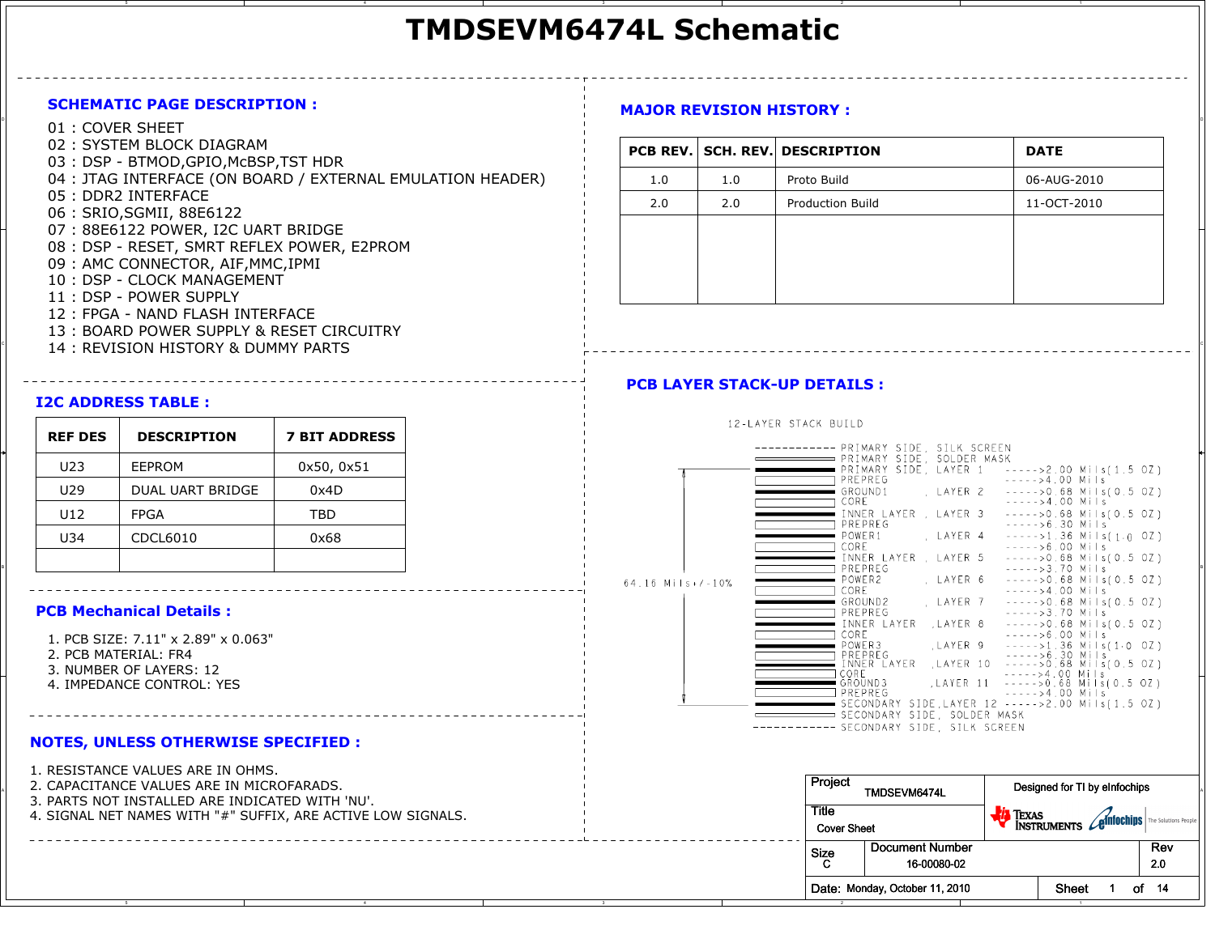# TMDSEVM6474L Schematic

## SCHEMATIC PAGE DESCRIPTION :

01 : COVER SHEET
02 : SYSTEM BLOCK DIAGRAM
03 : DSP - BTMOD,GPIO,McBSP,TST HDR
04 : JTAG INTERFACE (ON BOARD / EXTERNAL EMULATION HEADER)
05 : DDR2 INTERFACE
06 : SRIO,SGMII, 88E6122
07 : 88E6122 POWER, I2C UART BRIDGE
08 : DSP - RESET, SMRT REFLEX POWER, E2PROM
09 : AMC CONNECTOR, AIF,MMC,IPMI
10 : DSP - CLOCK MANAGEMENT
11 : DSP - POWER SUPPLY
12 : FPGA - NAND FLASH INTERFACE
13 : BOARD POWER SUPPLY & RESET CIRCUITRY
14 : REVISION HISTORY & DUMMY PARTS

## MAJOR REVISION HISTORY :

| PCB REV. | SCH. REV. | DESCRIPTION | DATE |
|---|---|---|---|
| 1.0 | 1.0 | Proto Build | 06-AUG-2010 |
| 2.0 | 2.0 | Production Build | 11-OCT-2010 |
| | | | |

## I2C ADDRESS TABLE :

| REF DES | DESCRIPTION | 7 BIT ADDRESS |
|---|---|---|
| U23 | EEPROM | 0x50, 0x51 |
| U29 | DUAL UART BRIDGE | 0x4D |
| U12 | FPGA | TBD |
| U34 | CDCL6010 | 0x68 |
| | | |

## PCB LAYER STACK-UP DETAILS :

12-LAYER STACK BUILD

Total thickness: 64.16 Mils+/-10%

| Layer | Thickness |
|---|---|
| PRIMARY SIDE, SILK SCREEN | |
| PRIMARY SIDE, SOLDER MASK | |
| PRIMARY SIDE, LAYER 1 | ----->2.00 Mils(1.5 OZ) |
| PREPREG | ----->4.00 Mils |
| GROUND1 , LAYER 2 | ----->0.68 Mils(0.5 OZ) |
| CORE | ----->4.00 Mils |
| INNER LAYER , LAYER 3 | ----->0.68 Mils(0.5 OZ) |
| PREPREG | ----->6.30 Mils |
| POWER1 , LAYER 4 | ----->1.36 Mils(1.0 OZ) |
| CORE | ----->6.00 Mils |
| INNER LAYER , LAYER 5 | ----->0.68 Mils(0.5 OZ) |
| PREPREG | ----->3.70 Mils |
| POWER2 , LAYER 6 | ----->0.68 Mils(0.5 OZ) |
| CORE | ----->4.00 Mils |
| GROUND2 , LAYER 7 | ----->0.68 Mils(0.5 OZ) |
| PREPREG | ----->3.70 Mils |
| INNER LAYER ,LAYER 8 | ----->0.68 Mils(0.5 OZ) |
| CORE | ----->6.00 Mils |
| POWER3 ,LAYER 9 | ----->1.36 Mils(1.0 OZ) |
| PREPREG | ----->6.30 Mils |
| INNER LAYER ,LAYER 10 | ----->0.68 Mils(0.5 OZ) |
| CORE | ----->4.00 Mils |
| GROUND3 ,LAYER 11 | ----->0.68 Mils(0.5 OZ) |
| PREPREG | ----->4.00 Mils |
| SECONDARY SIDE,LAYER 12 | ----->2.00 Mils(1.5 OZ) |
| SECONDARY SIDE, SOLDER MASK | |
| SECONDARY SIDE, SILK SCREEN | |

## PCB Mechanical Details :

1. PCB SIZE: 7.11" x 2.89" x 0.063"
2. PCB MATERIAL: FR4
3. NUMBER OF LAYERS: 12
4. IMPEDANCE CONTROL: YES

## NOTES, UNLESS OTHERWISE SPECIFIED :

1. RESISTANCE VALUES ARE IN OHMS.
2. CAPACITANCE VALUES ARE IN MICROFARADS.
3. PARTS NOT INSTALLED ARE INDICATED WITH 'NU'.
4. SIGNAL NET NAMES WITH "#" SUFFIX, ARE ACTIVE LOW SIGNALS.

| Project | TMDSEVM6474L | Designed for TI by eInfochips | |
|---|---|---|---|
| Title | Cover Sheet | Texas Instruments / eInfochips The Solutions People | |
| Size: C | Document Number: 16-00080-02 | | Rev: 2.0 |
| Date: Monday, October 11, 2010 | | Sheet 1 of 14 | |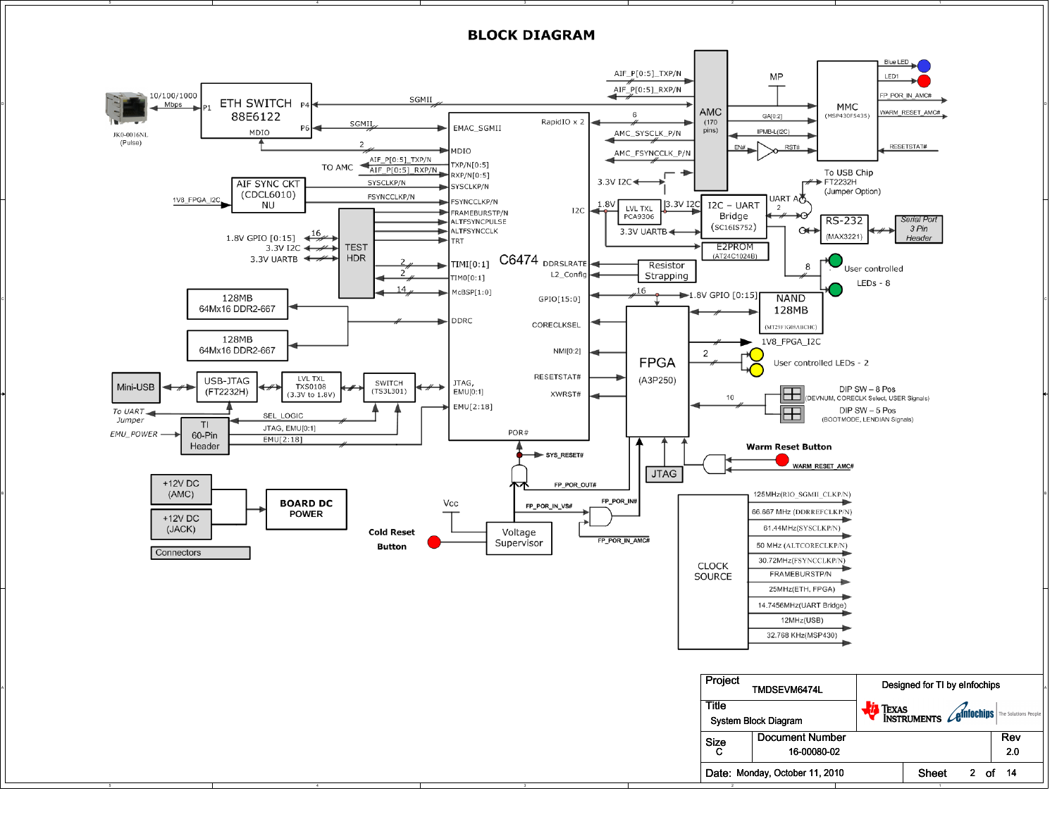# BLOCK DIAGRAM

**ETH SWITCH 88E6122** — P1 (10/100/1000 Mbps, JK0-0016NL (Pulse)), P4 (SGMII to AMC), P6 (SGMII to EMAC_SGMII), MDIO

**C6474**

- EMAC_SGMII
- MDIO (2)
- TXP/N[0:5] — AIF_P[0:5]_TXP/N (TO AMC)
- RXP/N[0:5] — AIF_P[0:5]_RXP/N
- SYSCLKP/N — SYSCLKP/N
- FSYNCCLKP/N — FSYNCCLKP/N
- FRAMEBURSTP/N
- ALTFSYNCPULSE
- ALTFSYNCCLK
- TRT
- TIMI[0:1] (2)
- TIMO[0:1] (2)
- McBSP[1:0] (14)
- DDR
- JTAG, EMU[0:1]
- EMU[2:18]
- POR#
- RapidIO x 2
- I2C
- DDRSLRATE
- L2_Config
- GPIO[15:0] (16)
- CORECLKSEL
- NMI[0:2]
- RESETSTAT#
- XWRST#

**AIF SYNC CKT (CDCL6010) NU** — 1V8_FPGA_I2C

**TEST HDR** — 1.8V GPIO [0:15] (16), 3.3V I2C, 3.3V UARTB

- 128MB 64Mx16 DDR2-667
- 128MB 64Mx16 DDR2-667

Mini-USB → USB-JTAG (FT2232H) → LVL TXL TXS0108 (3.3V to 1.8V) → SWITCH (TS3L301)

To UART Jumper; EMU_POWER → TI 60-Pin Header (SEL_LOGIC, JTAG, EMU[0:1], EMU[2:18])

**AMC** (170 pins) — AIF_P[0:5]_TXP/N, AIF_P[0:5]_RXP/N, SGMII, 6, AMC_SYSCLK_P/N, AMC_FSYNCCLK_P/N, 3.3V I2C

**MMC** (MSP430F5435) — MP, GA[0:2], IPMB-L(I2C), EN#, RST#, Blue LED, LED1, FP_POR_IN_AMC#, WARM_RESET_AMC#, RESETSTAT#

To USB Chip FT2232H (Jumper Option)

1.8V — LVL TXL PCA9306 — 3.3V I2C — I2C – UART Bridge (SC16IS752) — UART A (2) — RS-232 (MAX3221) — Serial Port 3 Pin Header

3.3V UARTB

E2PROM (AT24C1024B)

User controlled LEDs - 8 (8)

Resistor Strapping

1.8V GPIO [0:15]

NAND 128MB (MT29F1G08ABCHC)

**FPGA** (A3P250) — 1V8_FPGA_I2C; User controlled LEDs - 2 (2); 10 — DIP SW – 8 Pos (DEVNUM, CORECLK Select, USER Signals); DIP SW – 5 Pos (BOOTMODE, LENDIAN Signals)

JTAG

Warm Reset Button — WARM_RESET_AMC#

SYS_RESET#, FP_POR_OUT#, FP_POR_IN_VS#, FP_POR_IN#, FP_POR_IN_AMC#

Vcc — Voltage Supervisor — Cold Reset Button

+12V DC (AMC), +12V DC (JACK) → BOARD DC POWER

Connectors

**CLOCK SOURCE**

- 125MHz(RIO_SGMII_CLKP/N)
- 66.667 MHz (DDRREFCLKP/N)
- 61.44MHz(SYSCLKP/N)
- 50 MHz (ALTCORECLKP/N)
- 30.72MHz(FSYNCCLKP/N)
- FRAMEBURSTP/N
- 25MHz(ETH, FPGA)
- 14.7456MHz(UART Bridge)
- 12MHz(USB)
- 32.768 KHz(MSP430)

| Project | TMDSEVM6474L | Designed for TI by eInfochips | |
|---|---|---|---|
| Title | System Block Diagram | | |
| Size C | Document Number 16-00080-02 | | Rev 2.0 |
| Date: Monday, October 11, 2010 | | Sheet 2 of 14 | |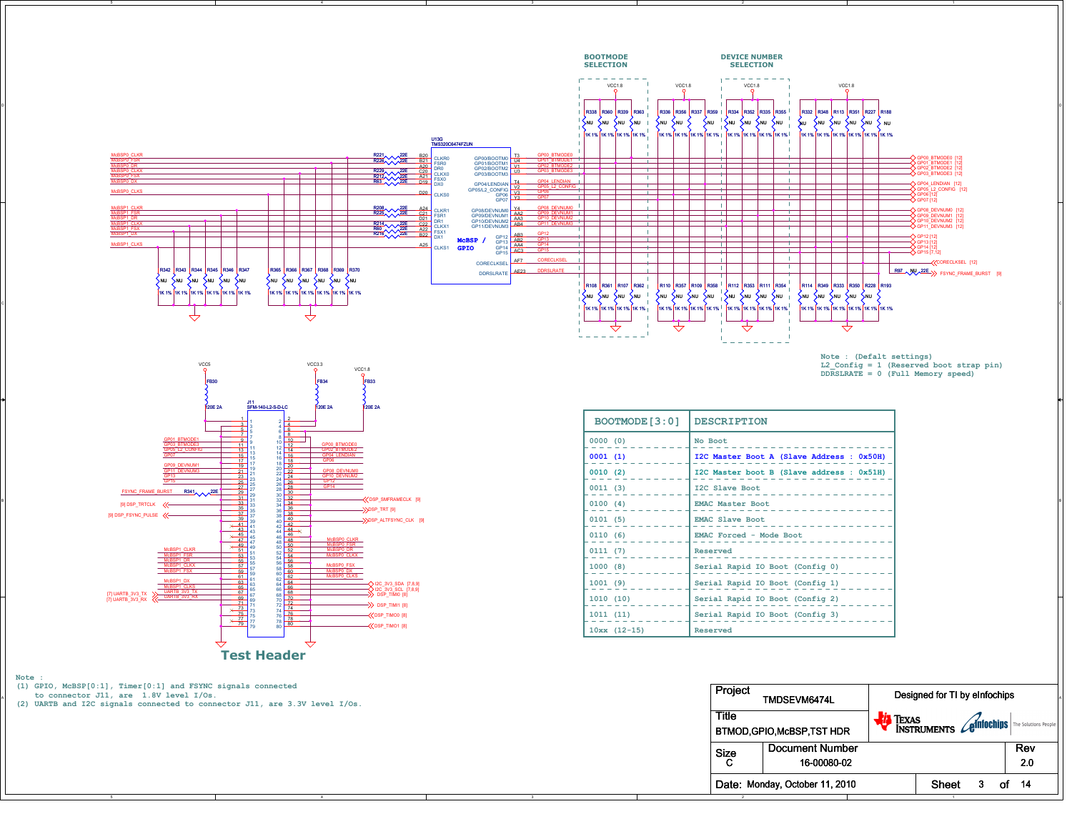## BOOTMODE SELECTION

## DEVICE NUMBER SELECTION

Note : (Defalt settings)
L2_Config = 1 (Reserved boot strap pin)
DDRSLRATE = 0 (Full Memory speed)

| BOOTMODE[3:0] | DESCRIPTION |
|---|---|
| 0000 (0) | No Boot |
| 0001 (1) | I2C Master Boot A (Slave Address : 0x50H) |
| 0010 (2) | I2C Master boot B (Slave address : 0x51H) |
| 0011 (3) | I2C Slave Boot |
| 0100 (4) | EMAC Master Boot |
| 0101 (5) | EMAC Slave Boot |
| 0110 (6) | EMAC Forced - Mode Boot |
| 0111 (7) | Reserved |
| 1000 (8) | Serial Rapid IO Boot (Config 0) |
| 1001 (9) | Serial Rapid IO Boot (Config 1) |
| 1010 (10) | Serial Rapid IO Boot (Config 2) |
| 1011 (11) | Serial Rapid IO Boot (Config 3) |
| 10xx (12-15) | Reserved |

## Test Header

Note :
(1) GPIO, McBSP[0:1], Timer[0:1] and FSYNC signals connected to connector J11, are 1.8V level I/Os.
(2) UARTB and I2C signals connected to connector J11, are 3.3V level I/Os.

| Project | TMDSEVM6474L | Designed for TI by eInfochips |
|---|---|---|
| Title | BTMOD,GPIO,McBSP,TST HDR | |
| Size C | Document Number 16-00080-02 | Rev 2.0 |
| Date: Monday, October 11, 2010 | Sheet 3 of 14 | |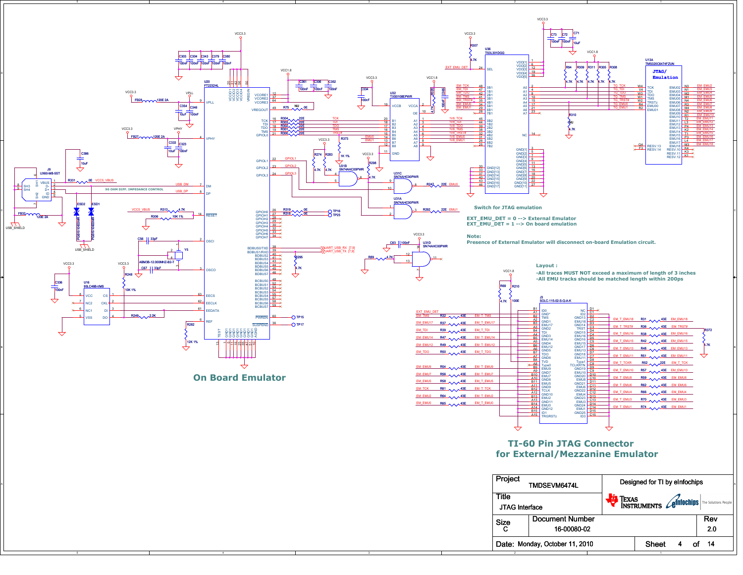## On Board Emulator

**Switch for JTAG emulation**

EXT_EMU_DET = 0 --> External Emulator
EXT_EMU_DET = 1 --> On board emulation

**Note:**
Presence of External Emulator will disconnect on-board Emulation circuit.

**Layout :**

- All traces MUST NOT exceed a maximum of length of 3 inches
- All EMU tracks should be matched length within 200ps

## TI-60 Pin JTAG Connector for External/Mezzanine Emulator

| | |
|---|---|
| Project | TMDSEVM6474L |
| Designed for TI by eInfochips | |
| Title | JTAG Interface |
| Size | C |
| Document Number | 16-00080-02 |
| Rev | 2.0 |
| Date: | Monday, October 11, 2010 |
| Sheet | 4 of 14 |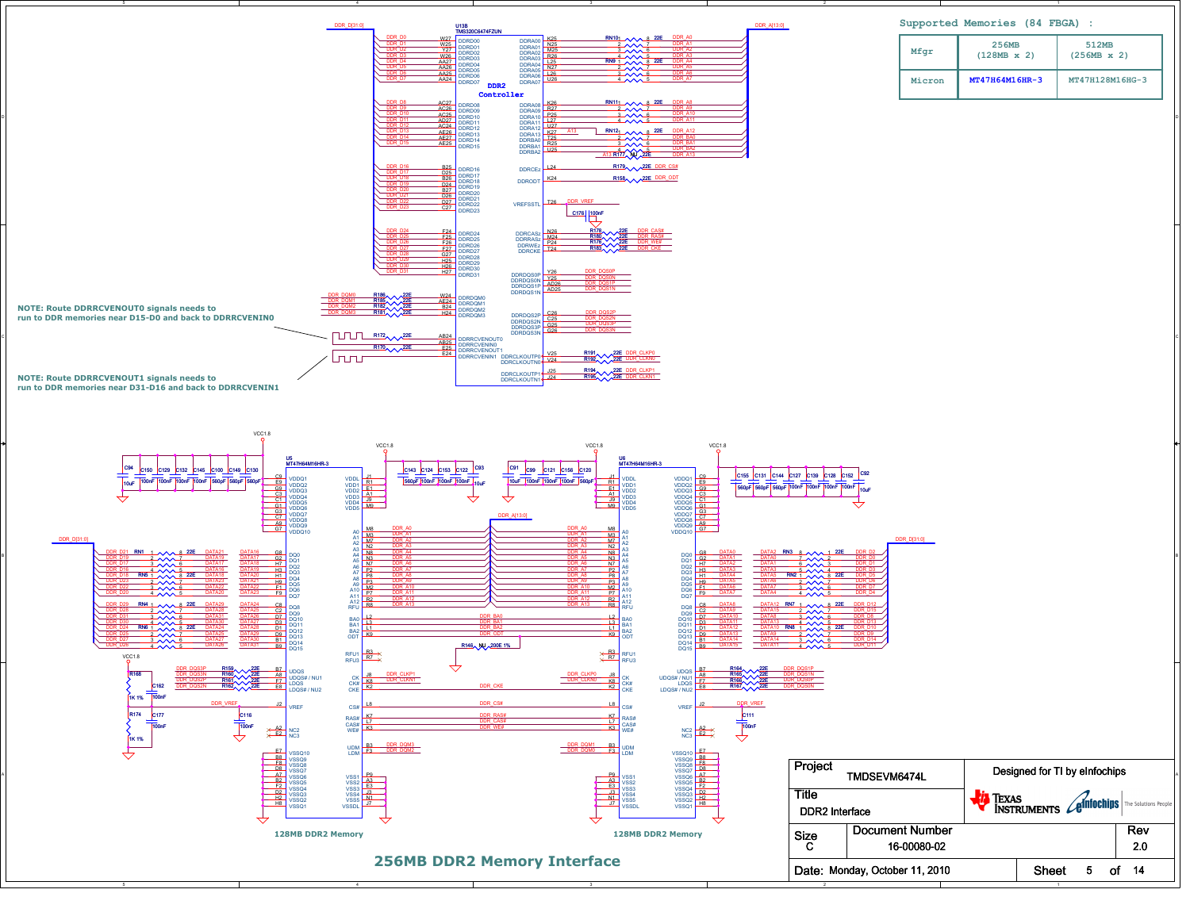## Supported Memories (84 FBGA) :

| Mfgr | 256MB (128MB x 2) | 512MB (256MB x 2) |
|---|---|---|
| Micron | MT47H64M16HR-3 | MT47H128M16HG-3 |

NOTE: Route DDRRCVENOUT0 signals needs to run to DDR memories near D15-D0 and back to DDRRCVENIN0

NOTE: Route DDRRCVENOUT1 signals needs to run to DDR memories near D31-D16 and back to DDRRCVENIN1

U13B TMS320C6474FZUN — DDR2 Controller

U5 MT47H64M16HR-3 — 128MB DDR2 Memory

U6 MT47H64M16HR-3 — 128MB DDR2 Memory

# 256MB DDR2 Memory Interface

| | |
|---|---|
| Project | TMDSEVM6474L |
| Title | DDR2 Interface |
| Size | C |
| Document Number | 16-00080-02 |
| Rev | 2.0 |
| Date | Monday, October 11, 2010 |

Designed for TI by eInfochips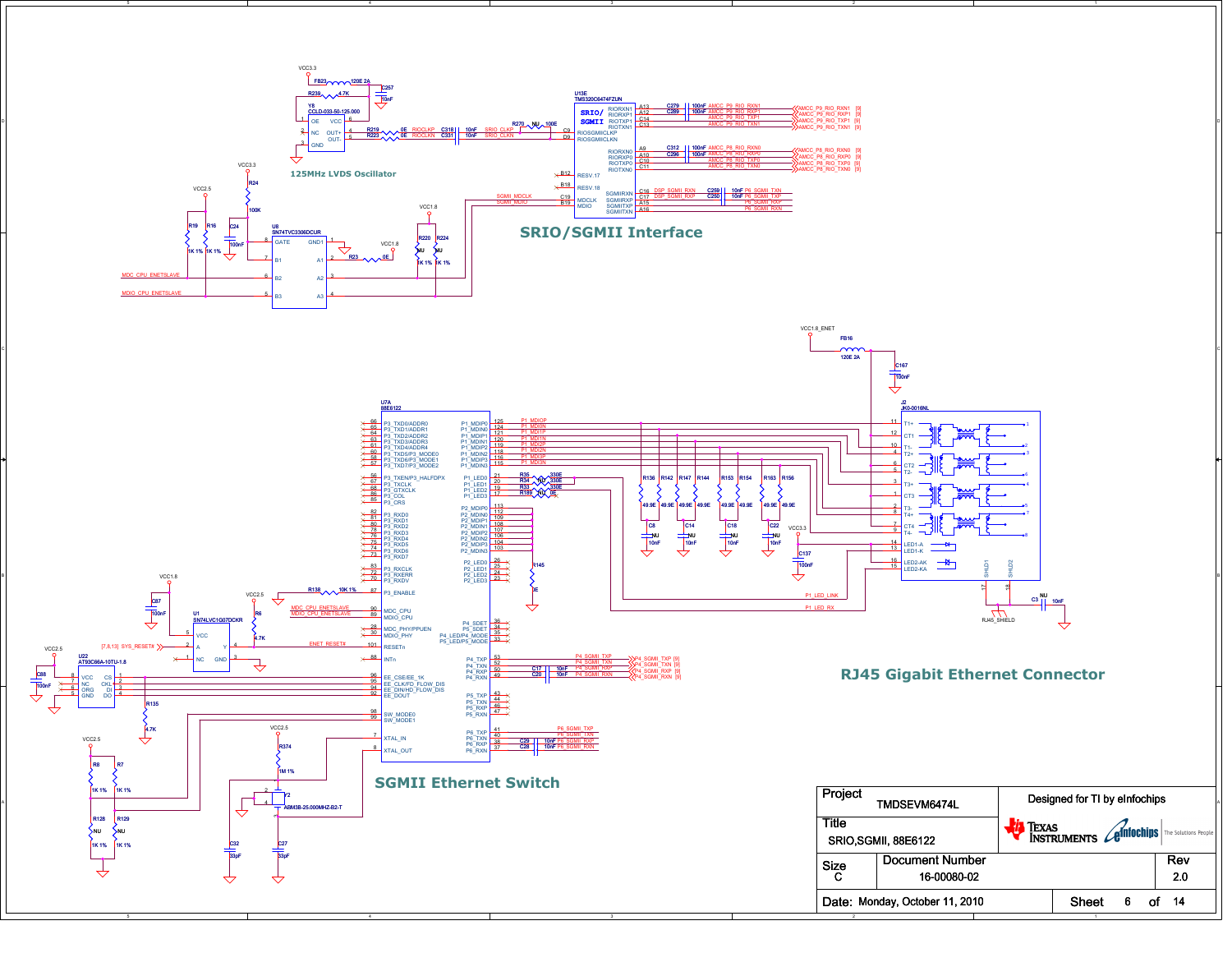## SRIO/SGMII Interface

## 125MHz LVDS Oscillator

## RJ45 Gigabit Ethernet Connector

## SGMII Ethernet Switch

| Project | TMDSEVM6474L | Designed for TI by eInfochips |
|---|---|---|
| Title | SRIO,SGMII, 88E6122 | |
| Size C | Document Number 16-00080-02 | Rev 2.0 |
| Date: Monday, October 11, 2010 | Sheet 6 of 14 | |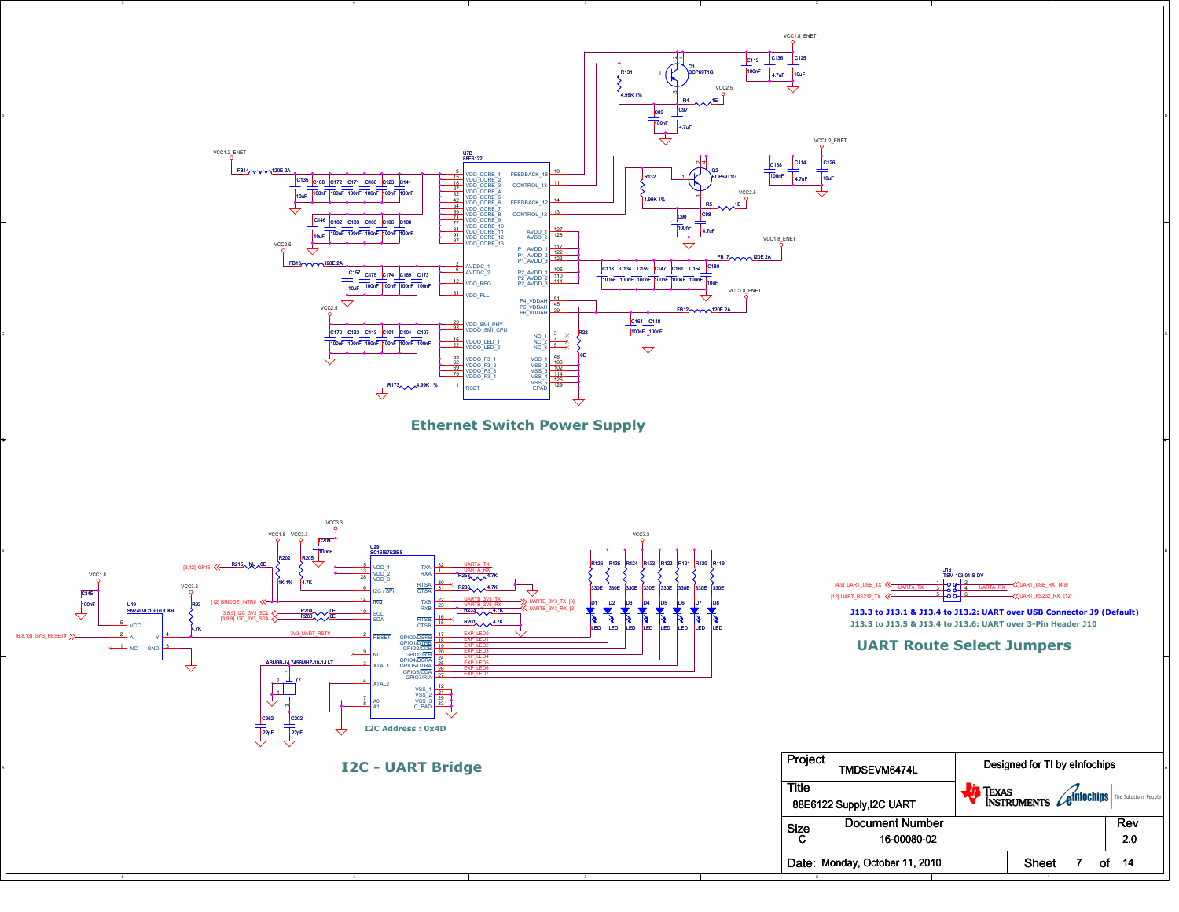## Ethernet Switch Power Supply

## I2C - UART Bridge

I2C Address : 0x4D

## UART Route Select Jumpers

J13.3 to J13.1 & J13.4 to J13.2: UART over USB Connector J9 (Default)

J13.3 to J13.5 & J13.4 to J13.6: UART over 3-Pin Header J10

| Project | TMDSEVM6474L | Designed for TI by eInfochips |
|---|---|---|
| Title | 88E6122 Supply,I2C UART | |
| Size | Document Number | Rev |
| C | 16-00080-02 | 2.0 |
| Date: Monday, October 11, 2010 | Sheet 7 of 14 | |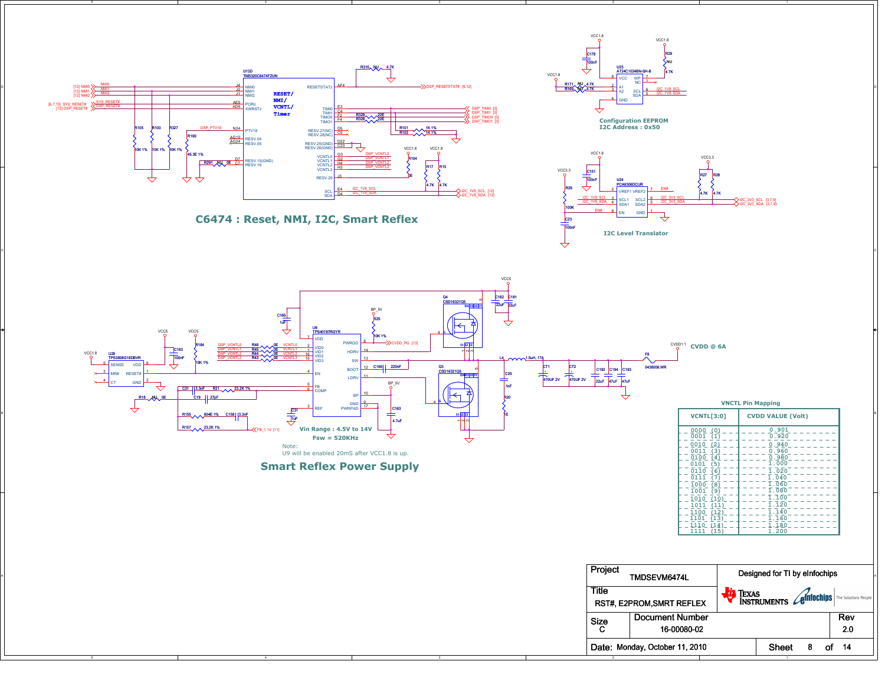## C6474 : Reset, NMI, I2C, Smart Reflex

**Configuration EEPROM**
**I2C Address : 0x50**

**I2C Level Translator**

**CVDD @ 6A**

## Smart Reflex Power Supply

Vin Range : 4.5V to 14V
Fsw = 520KHz

Note:
U9 will be enabled 20mS after VCC1.8 is up.

**VNCTL Pin Mapping**

| VCNTL[3:0] | CVDD VALUE (Volt) |
|---|---|
| 0000 (0) | 0.901 |
| 0001 (1) | 0.920 |
| 0010 (2) | 0.940 |
| 0011 (3) | 0.960 |
| 0100 (4) | 0.980 |
| 0101 (5) | 1.000 |
| 0110 (6) | 1.020 |
| 0111 (7) | 1.040 |
| 1000 (8) | 1.060 |
| 1001 (9) | 1.080 |
| 1010 (10) | 1.100 |
| 1011 (11) | 1.120 |
| 1100 (12) | 1.140 |
| 1101 (13) | 1.160 |
| 1110 (14) | 1.180 |
| 1111 (15) | 1.200 |

| Project | TMDSEVM6474L | Designed for TI by eInfochips |
|---|---|---|
| Title | RST#, E2PROM,SMRT REFLEX | |
| Size C | Document Number 16-00080-02 | Rev 2.0 |
| Date: Monday, October 11, 2010 | Sheet 8 of 14 | |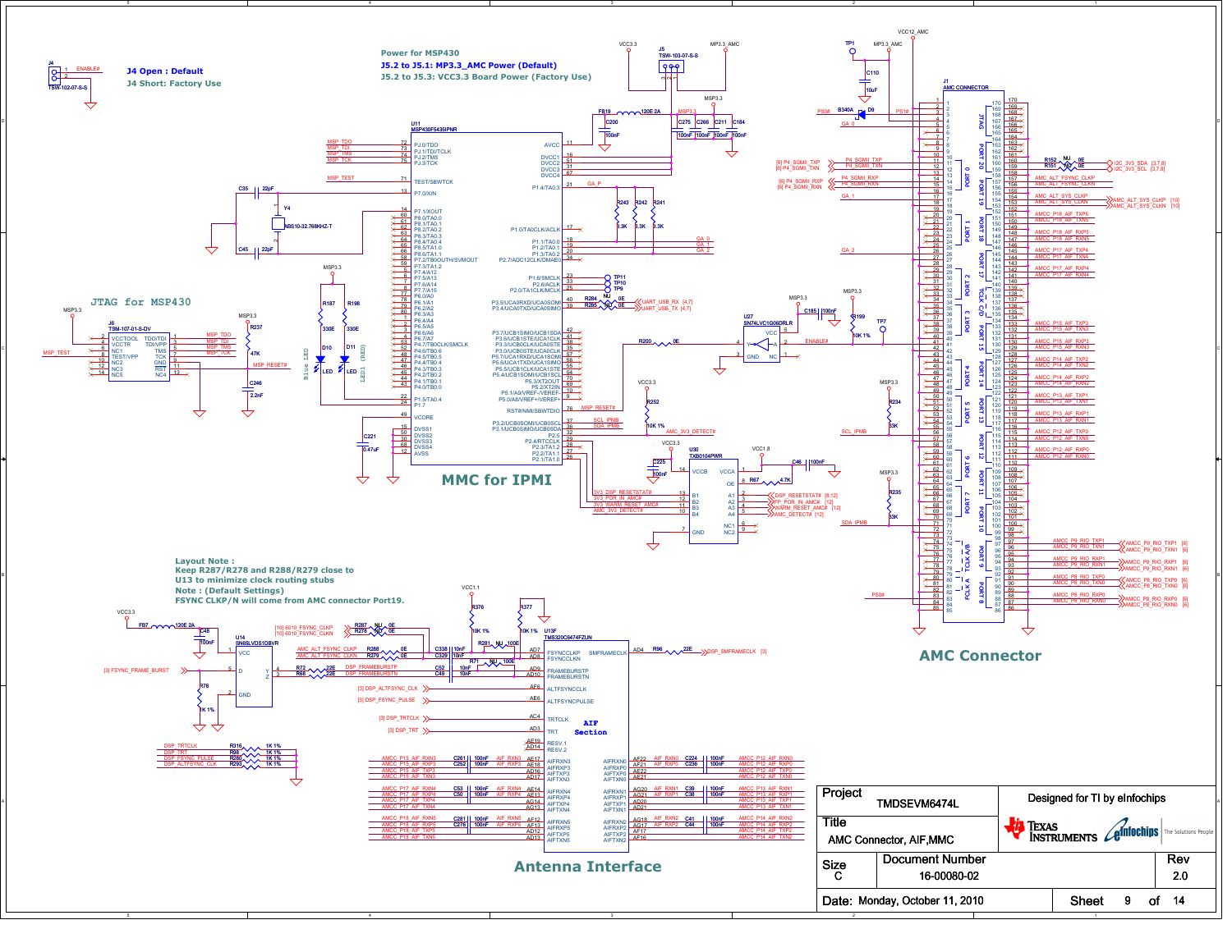J4 Open : Default

J4 Short: Factory Use

Power for MSP430

J5.2 to J5.1: MP3.3_AMC Power (Default)

J5.2 to J5.3: VCC3.3 Board Power (Factory Use)

JTAG for MSP430

MMC for IPMI

AMC Connector

Layout Note :
Keep R287/R278 and R288/R279 close to
U13 to minimize clock routing stubs
Note : (Default Settings)
FSYNC CLKP/N will come from AMC connector Port19.

AIF Section

Antenna Interface

| Project | TMDSEVM6474L | Designed for TI by eInfochips |
|---|---|---|
| Title | AMC Connector, AIF,MMC | |
| Size | Document Number | Rev |
| C | 16-00080-02 | 2.0 |
| Date: Monday, October 11, 2010 | Sheet 9 of 14 | |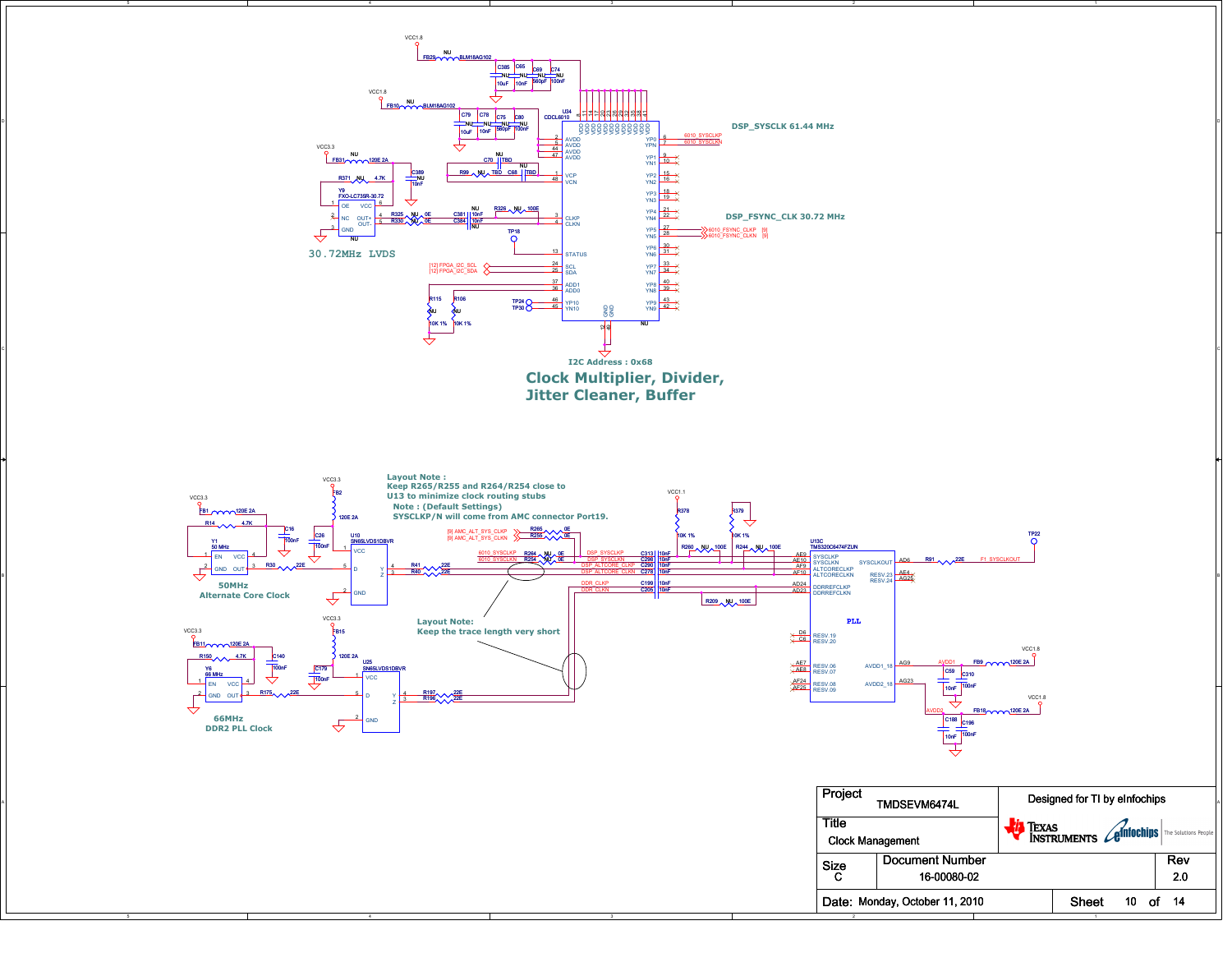## Clock Multiplier, Divider, Jitter Cleaner, Buffer

I2C Address : 0x68

DSP_SYSCLK 61.44 MHz

DSP_FSYNC_CLK 30.72 MHz

30.72MHz LVDS

U34 CDCL6010

**Layout Note :**
Keep R265/R255 and R264/R254 close to U13 to minimize clock routing stubs
Note : (Default Settings)
SYSCLKP/N will come from AMC connector Port19.

**Layout Note:**
Keep the trace length very short

50MHz
Alternate Core Clock

66MHz
DDR2 PLL Clock

U13C TMS320C6474FZUN

PLL

| Project | TMDSEVM6474L | Designed for TI by eInfochips |
|---|---|---|
| Title | Clock Management | |
| Size | Document Number | Rev |
| C | 16-00080-02 | 2.0 |
| Date: | Monday, October 11, 2010 | Sheet 10 of 14 |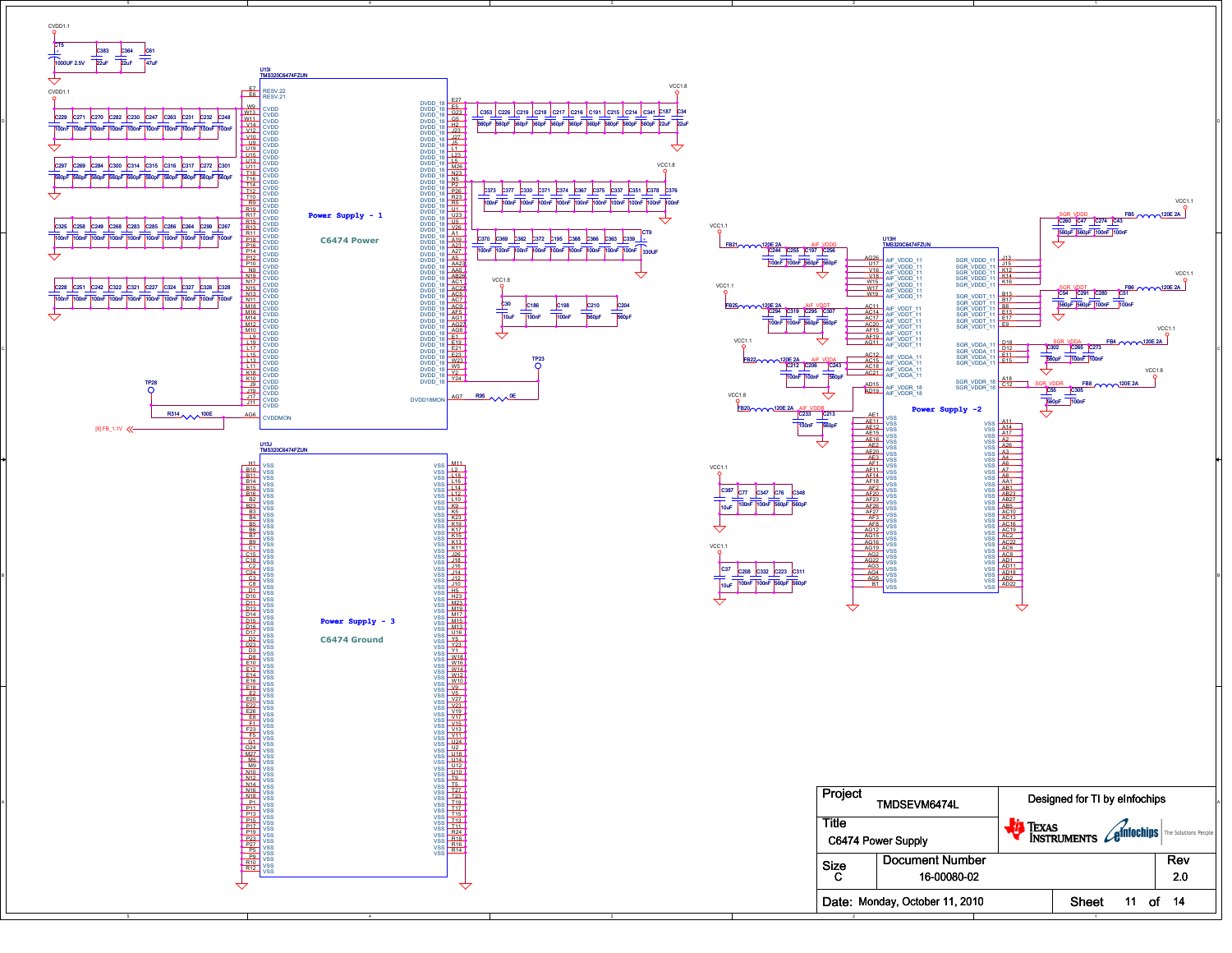CVDD1.1

C75 1000UF 2.5V | C383 22uF | C364 22uF | C61 47uF

CVDD1.1

C229, C271, C270, C282, C230, C247, C263, C231, C232, C248 — 100nF

C297, C269, C284, C300, C314, C315, C316, C317, C272, C301 — 560pF

C325, C258, C249, C268, C283, C285, C286, C264, C299, C267 — 100nF

C228, C251, C242, C322, C321, C227, C324, C327, C326, C328 — 100nF

U13I
TMS320C6474FZUN

RESV.22, RESV.21

CVDD (W9, W13, W11, V14, V12, V10, U9, U19, U15, U13, U11, T18, T16, T14, T12, T10, R9, R19, R17, R15, R13, R11, P18, P16, P14, P12, P10, N9, N19, N17, N15, N13, N11, M18, M16, M14, M12, M10, L9, L19, L17, L15, L13, L11, K18, K10, J9, J19, J17, J11)

CVDDMON (AG6)

**Power Supply - 1**

**C6474 Power**

DVDD_18 (E27, E5, G23, G5, H2, J23, J27, J5, L1, L23, L6, M26, N23, N5, P2, P26, R23, R5, U1, U23, U26, U5, A1, A19, A23, A27, A5, AA23, AA5, AB26, AC1, AC23, AC5, AC7, AC9, AF5, AG1, AG23, AG8, E1, E19, E21, E23, W23, W5, Y2, Y24)

DVDD18MON (AG7) — R95 0E — TP23

TP28 — R314 100E — [8] FB_1.1V

VCC1.8

C353, C226, C219, C218, C217, C216, C191, C215, C214, C341 — 560pF; C187 22uF; C34 22uF

VCC1.8

C373, C377, C330, C371, C374, C367, C375, C337, C351, C378, C376 — 100nF

C370, C369, C362, C372, C195, C368, C366, C363, C339 — 100nF; C79 330UF

VCC1.8

C30 10uF | C186 100nF | C198 100nF | C210 560pF | C204 560pF

U13J
TMS320C6474FZUN

VSS

**Power Supply - 3**

**C6474 Ground**

U13H
TMS320C6474FZUN

VCC1.1 — FB21 120E 2A — AIF_VDDD — C244 100nF, C255 100nF, C197 560pF, C256 560pF

AIF_VDDD_11 (AE26, U17, V16, V18, W15, W17, W19)

VCC1.1 — FB25 120E 2A — AIF_VDDT — C294 100nF, C319 100nF, C295 560pF, C307 560pF

AIF_VDDT_11 (AC11, AC14, AC17, AC20, AF15, AF19, AG11)

VCC1.1 — FB22 120E 2A — AIF_VDDA — C212 100nF, C206 100nF, C243 560pF

AIF_VDDA_11 (AC12, AC15, AC18, AC21)

AIF_VDDR_18 (AD15), AIF_VDDR_18 (AD19)

VCC1.8 — FB20 120E 2A — AIF_VDDR — C233 100nF, C213 560pF

SGR_VDDD_11 (J13, J15, K12, K14, K16)

SGR_VDDT_11 (B13, B17, B8, E13, E17, E9)

SGR_VDDA_11 (D18, D12, E11, E15)

SGR_VDDR_18 (A18, C12)

SGR_VDDD — C260 560pF, C47 560pF, C274 100nF, C43 100nF — FB5 120E 2A — VCC1.1

SGR_VDDT — C54 560pF, C291 560pF, C280 100nF, C51 100nF — FB6 120E 2A — VCC1.1

SGR_VDDA — C302 560pF, C265 100nF, C273 100nF — FB4 120E 2A — VCC1.1

SGR_VDDR — C95 560pF, C305 100nF — FB8 120E 2A — VCC1.8

**Power Supply -2**

VSS

VCC1.1

C387 10uF | C77 100nF | C347 100nF | C76 560pF | C348 560pF

VCC1.1

C37 10uF | C208 100nF | C332 100nF | C223 560pF | C311 560pF

| Project | TMDSEVM6474L | Designed for TI by eInfochips |
|---|---|---|
| Title | C6474 Power Supply | Texas Instruments / eInfochips The Solutions People |
| Size C | Document Number 16-00080-02 | Rev 2.0 |
| Date: Monday, October 11, 2010 | | Sheet 11 of 14 |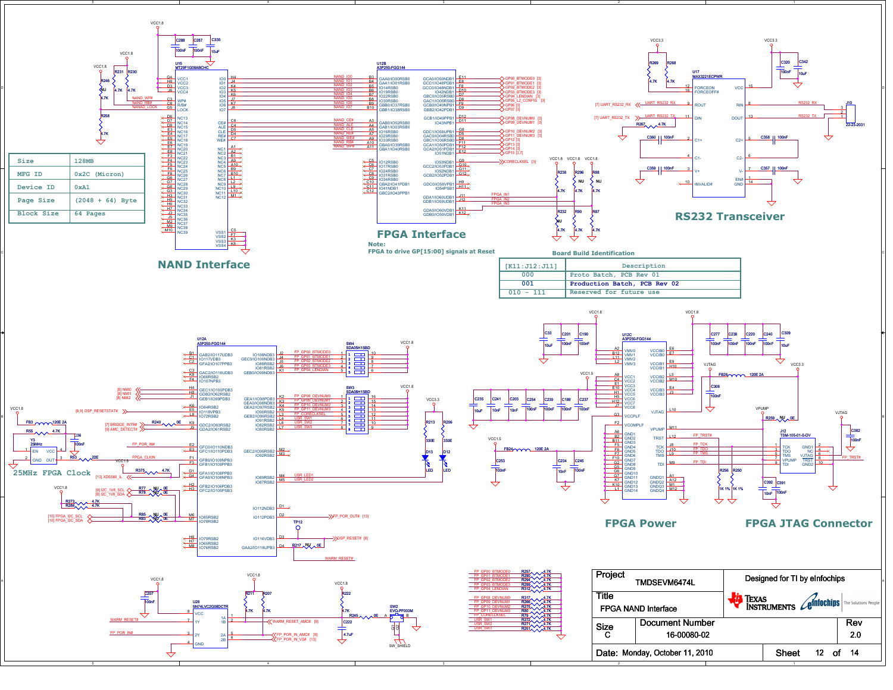## NAND Interface

| Size | 128MB |
|---|---|
| MFG ID | 0x2C (Micron) |
| Device ID | 0xA1 |
| Page Size | (2048 + 64) Byte |
| Block Size | 64 Pages |

## FPGA Interface

Note:
FPGA to drive GP[15:00] signals at Reset

## RS232 Transceiver

## Board Build Identification

| [K11:J12:J11] | Description |
|---|---|
| 000 | Proto Batch, PCB Rev 01 |
| 001 | Production Batch, PCB Rev 02 |
| 010 - 111 | Reserved for future use |

## 25MHz FPGA Clock

## FPGA Power

## FPGA JTAG Connector

| Project | TMDSEVM6474L | Designed for TI by eInfochips |
|---|---|---|
| Title | FPGA NAND Interface | |
| Size: C | Document Number: 16-00080-02 | Rev: 2.0 |
| Date: Monday, October 11, 2010 | Sheet 12 of 14 | |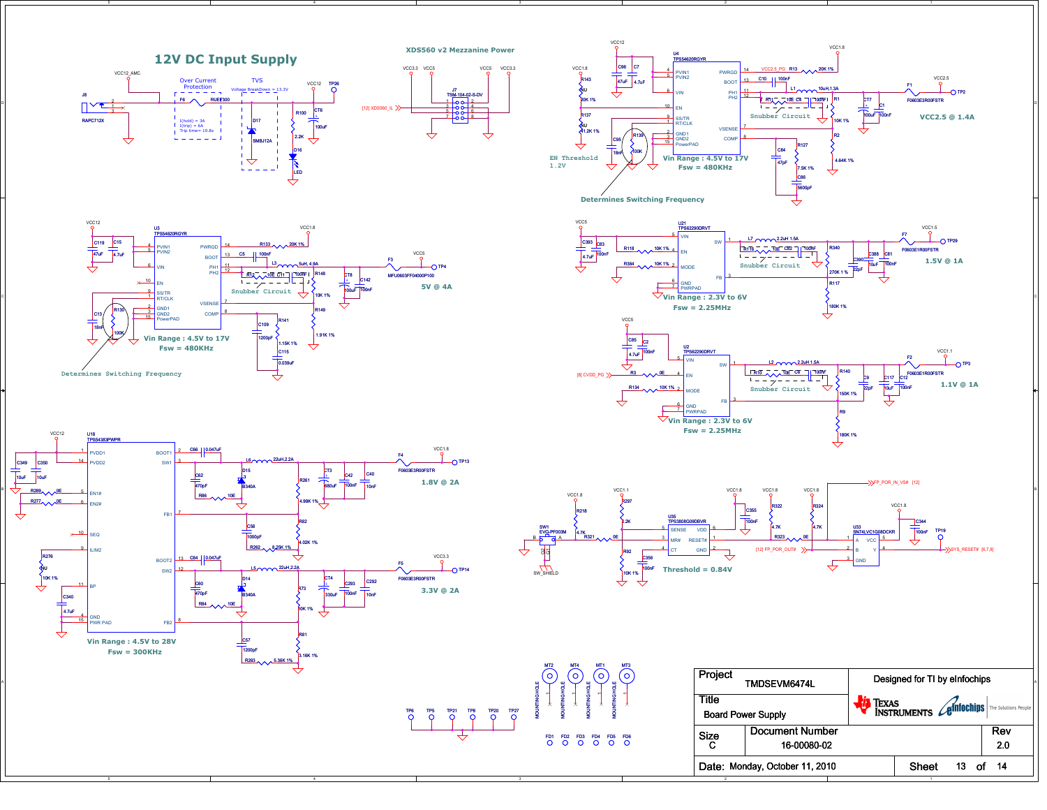# 12V DC Input Supply

J8 RAPC712X

VCC12_AMC

Over Current Protection

F6 RUEF300

I(hold) = 3A
I(trip) = 6A
Trip time= 10.8s

TVS

Voltage BreakDown = 13.3V

D17 SMBJ12A

VCC12 TP26

R100 2.2K

D16 LED

C76 100uF

## XDS560 v2 Mezzanine Power

VCC3.3 VCC5 VCC5 VCC3.3

J7 TSM-104-02-S-DV

[12] XDS560_IL

## VCC2.5 @ 1.4A

U4 TPS54620RGYR

VCC12 VCC1.8

C96 47uF, C7 4.7uF

R143 NU 20K 1%

R137 NU 41.2K 1%

C95 18nF, R139 100K

EN Threshold 1.2V

Vin Range : 4.5V to 17V

Fsw = 480KHz

Determines Switching Frequency

VCC2.5_PG R13 20K 1%

C10 100nF

L1 10uH,1.3A

R11 10E C4 100nF

Snubber Circuit

R1 10K 1%, R2 4.64K 1%

C84 47pF, R127 7.5K 1%, C86 5600pF

C77 100uF, C1 100nF

F1 F0603E3R00FSTR

VCC2.5 TP2

## VCC5 @ 4A

U3 TPS54620RGYR

VCC12 VCC1.8

C119 47uF, C15 4.7uF

R133 20K 1%

C5 100nF

L3 5uH, 4.9A

R12 10E C11 100nF

Snubber Circuit

C78 100uF, C142 100nF

R148 10K 1%, R149 1.91K 1%

C109 1200pF, R141 1.15K 1%, C115 0.039uF

C13 18nF, R130 100K

F3 MFU0603FF04000P100

VCC5 TP4

5V @ 4A

Vin Range : 4.5V to 17V

Fsw = 480KHz

Determines Switching Frequency

## 1.5V @ 1A

U21 TPS62290DRVT

VCC5

C393 4.7uF, C83 100nF

R118 10K 1%, R364 10K 1%

L7 2.2uH 1.5A

R116 10E C82 100nF

Snubber Circuit

R340 270K 1%, R117 180K 1%

C390 22pF, C388 10uF, C81 100nF

F7 F0603E1R00FSTR

VCC1.5 TP29

1.5V @ 1A

Vin Range : 2.3V to 6V

Fsw = 2.25MHz

## 1.1V @ 1A

U2 TPS62290DRVT

VCC5

C85 4.7uF, C2 100nF

[8] CVDD_PG R3 0E

R134 10K 1%

L2 2.2uH 1.5A

R10 10E C8 100nF

Snubber Circuit

R140 150K 1%, R9 180K 1%

C9 22pF, C117 10uF, C12 100nF

F2 F0603E1R00FSTR

VCC1.1 TP3

1.1V @ 1A

Vin Range : 2.3V to 6V

Fsw = 2.25MHz

## 1.8V @ 2A / 3.3V @ 2A

U18 TPS54383PWPR

VCC12

C349 10uF, C350 10uF

R289 0E, R277 0E

R276 NU 10K 1%

C340 4.7uF

C66 0.047uF

L6 22uH,2.2A

C62 470pF, R86 10E

D15 B340A

R261 4.99K 1%

C73 680uF, C42 100nF, C40 10nF

C58 1000pF, R262 8.25K 1%

R82 4.02K 1%

F4 F0603E3R00FSTR

VCC1.8 TP13

1.8V @ 2A

C64 0.047uF

L5 22uH,2.2A

C60 470pF, R84 10E

D14 B340A

R73 10K 1%

C74 330uF, C293 100nF, C292 10nF

C57 1200pF, R263 5.36K 1%

R81 3.16K 1%

F5 F0603E3R00FSTR

VCC3.3 TP14

3.3V @ 2A

Vin Range : 4.5V to 28V

Fsw = 300KHz

## Reset

SW1 EVQ-PF003M SW_SHIELD

VCC1.8 R218 4.7K, R321 0E

VCC1.1 R297 2.2K

R92 10K 1%

C358 100nF

U35 TPS3808G09DBVR

VCC1.8 C355 100nF

Threshold = 0.84V

VCC1.8 R322 4.7K

VCC1.8 R324 4.7K

R323 0E

[12] FP_POR_OUT#

FP_POR_IN_VS# [12]

U33 SN74LVC1G08DCKR

VCC1.8 C344 100nF

TP19

SYS_RESET# [6,7,8]

MT2 MT4 MT1 MT3 MOUNTINGHOLE

TP6 TP5 TP21 TP8 TP20 TP27

FD1 FD2 FD3 FD4 FD5 FD6

| Project | TMDSEVM6474L | Designed for TI by eInfochips | |
|---|---|---|---|
| Title | Board Power Supply | | |
| Size C | Document Number 16-00080-02 | | Rev 2.0 |
| Date: Monday, October 11, 2010 | | Sheet 13 of 14 | |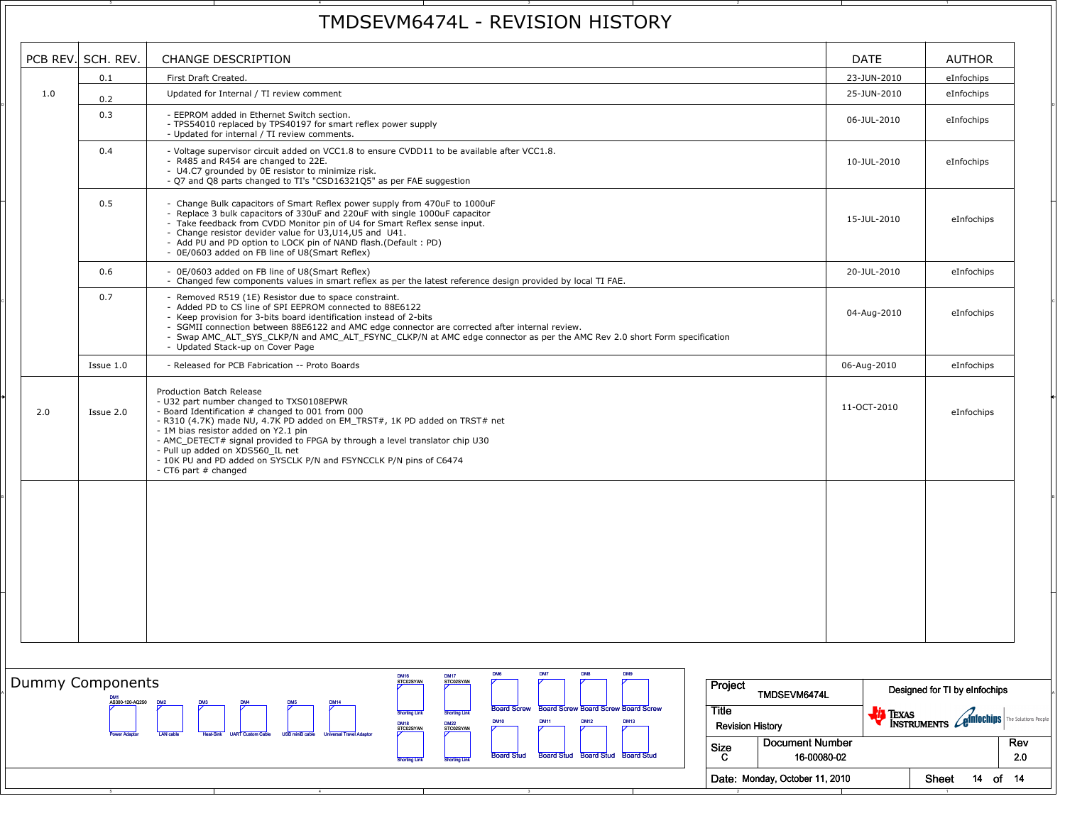# TMDSEVM6474L - REVISION HISTORY

| PCB REV. | SCH. REV. | CHANGE DESCRIPTION | DATE | AUTHOR |
|---|---|---|---|---|
| 1.0 | 0.1 | First Draft Created. | 23-JUN-2010 | eInfochips |
| | 0.2 | Updated for Internal / TI review comment | 25-JUN-2010 | eInfochips |
| | 0.3 | - EEPROM added in Ethernet Switch section.<br>- TPS54010 replaced by TPS40197 for smart reflex power supply<br>- Updated for internal / TI review comments. | 06-JUL-2010 | eInfochips |
| | 0.4 | - Voltage supervisor circuit added on VCC1.8 to ensure CVDD11 to be available after VCC1.8.<br>- R485 and R454 are changed to 22E.<br>- U4.C7 grounded by 0E resistor to minimize risk.<br>- Q7 and Q8 parts changed to TI's "CSD16321Q5" as per FAE suggestion | 10-JUL-2010 | eInfochips |
| | 0.5 | - Change Bulk capacitors of Smart Reflex power supply from 470uF to 1000uF<br>- Replace 3 bulk capacitors of 330uF and 220uF with single 1000uF capacitor<br>- Take feedback from CVDD Monitor pin of U4 for Smart Reflex sense input.<br>- Change resistor devider value for U3,U14,U5 and U41.<br>- Add PU and PD option to LOCK pin of NAND flash.(Default : PD)<br>- 0E/0603 added on FB line of U8(Smart Reflex) | 15-JUL-2010 | eInfochips |
| | 0.6 | - 0E/0603 added on FB line of U8(Smart Reflex)<br>- Changed few components values in smart reflex as per the latest reference design provided by local TI FAE. | 20-JUL-2010 | eInfochips |
| | 0.7 | - Removed R519 (1E) Resistor due to space constraint.<br>- Added PD to CS line of SPI EEPROM connected to 88E6122<br>- Keep provision for 3-bits board identification instead of 2-bits<br>- SGMII connection between 88E6122 and AMC edge connector are corrected after internal review.<br>- Swap AMC_ALT_SYS_CLKP/N and AMC_ALT_FSYNC_CLKP/N at AMC edge connector as per the AMC Rev 2.0 short Form specification<br>- Updated Stack-up on Cover Page | 04-Aug-2010 | eInfochips |
| | Issue 1.0 | - Released for PCB Fabrication -- Proto Boards | 06-Aug-2010 | eInfochips |
| 2.0 | Issue 2.0 | Production Batch Release<br>- U32 part number changed to TXS0108EPWR<br>- Board Identification # changed to 001 from 000<br>- R310 (4.7K) made NU, 4.7K PD added on EM_TRST#, 1K PD added on TRST# net<br>- 1M bias resistor added on Y2.1 pin<br>- AMC_DETECT# signal provided to FPGA by through a level translator chip U30<br>- Pull up added on XDS560_IL net<br>- 10K PU and PD added on SYSCLK P/N and FSYNCCLK P/N pins of C6474<br>- CT6 part # changed | 11-OCT-2010 | eInfochips |

## Dummy Components

DM1 AS300-120-AQ250 Power Adaptor
DM2 LAN cable
DM3 Heat-Sink
DM4 UART Custom Cable
DM5 USB miniB cable
DM14 Universal Travel Adaptor
DM16 STC02SYAN Shorting Link
DM17 STC02SYAN Shorting Link
DM18 STC02SYAN Shorting Link
DM22 STC02SYAN Shorting Link
DM6 Board Screw
DM7 Board Screw
DM8 Board Screw
DM9 Board Screw
DM10 Board Stud
DM11 Board Stud
DM12 Board Stud
DM13 Board Stud

| | |
|---|---|
| Project | TMDSEVM6474L |
| Title | Revision History |
| Size | C |
| Document Number | 16-00080-02 |
| Rev | 2.0 |
| Date | Monday, October 11, 2010 |
| Sheet | 14 of 14 |

Designed for TI by eInfochips